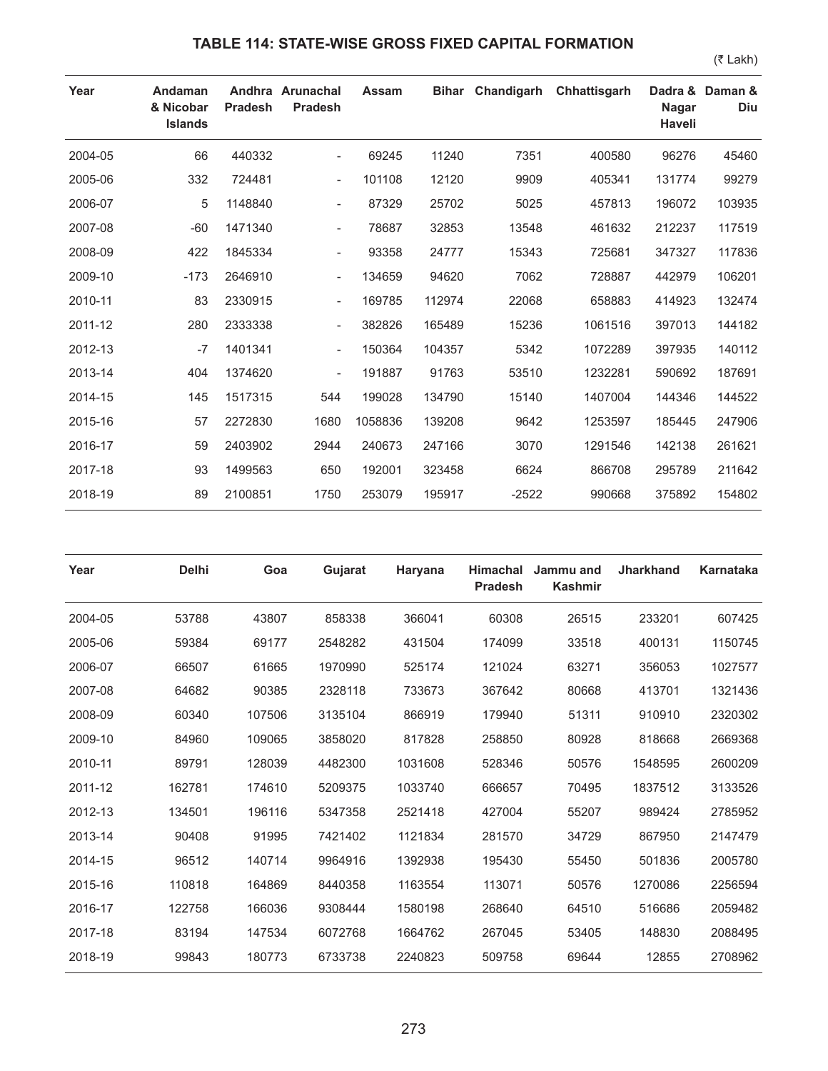## TABLE 114: STATE-WISE GROSS FIXED CAPITAL FORMATION

(₹ Lakh)

| Year | Andaman & Nicobar Islands | Andhra Pradesh | Arunachal Pradesh | Assam | Bihar | Chandigarh | Chhattisgarh | Dadra & Nagar Haveli | Daman & Diu |
|---|---|---|---|---|---|---|---|---|---|
| 2004-05 | 66 | 440332 | - | 69245 | 11240 | 7351 | 400580 | 96276 | 45460 |
| 2005-06 | 332 | 724481 | - | 101108 | 12120 | 9909 | 405341 | 131774 | 99279 |
| 2006-07 | 5 | 1148840 | - | 87329 | 25702 | 5025 | 457813 | 196072 | 103935 |
| 2007-08 | -60 | 1471340 | - | 78687 | 32853 | 13548 | 461632 | 212237 | 117519 |
| 2008-09 | 422 | 1845334 | - | 93358 | 24777 | 15343 | 725681 | 347327 | 117836 |
| 2009-10 | -173 | 2646910 | - | 134659 | 94620 | 7062 | 728887 | 442979 | 106201 |
| 2010-11 | 83 | 2330915 | - | 169785 | 112974 | 22068 | 658883 | 414923 | 132474 |
| 2011-12 | 280 | 2333338 | - | 382826 | 165489 | 15236 | 1061516 | 397013 | 144182 |
| 2012-13 | -7 | 1401341 | - | 150364 | 104357 | 5342 | 1072289 | 397935 | 140112 |
| 2013-14 | 404 | 1374620 | - | 191887 | 91763 | 53510 | 1232281 | 590692 | 187691 |
| 2014-15 | 145 | 1517315 | 544 | 199028 | 134790 | 15140 | 1407004 | 144346 | 144522 |
| 2015-16 | 57 | 2272830 | 1680 | 1058836 | 139208 | 9642 | 1253597 | 185445 | 247906 |
| 2016-17 | 59 | 2403902 | 2944 | 240673 | 247166 | 3070 | 1291546 | 142138 | 261621 |
| 2017-18 | 93 | 1499563 | 650 | 192001 | 323458 | 6624 | 866708 | 295789 | 211642 |
| 2018-19 | 89 | 2100851 | 1750 | 253079 | 195917 | -2522 | 990668 | 375892 | 154802 |

| Year | Delhi | Goa | Gujarat | Haryana | Himachal Pradesh | Jammu and Kashmir | Jharkhand | Karnataka |
|---|---|---|---|---|---|---|---|---|
| 2004-05 | 53788 | 43807 | 858338 | 366041 | 60308 | 26515 | 233201 | 607425 |
| 2005-06 | 59384 | 69177 | 2548282 | 431504 | 174099 | 33518 | 400131 | 1150745 |
| 2006-07 | 66507 | 61665 | 1970990 | 525174 | 121024 | 63271 | 356053 | 1027577 |
| 2007-08 | 64682 | 90385 | 2328118 | 733673 | 367642 | 80668 | 413701 | 1321436 |
| 2008-09 | 60340 | 107506 | 3135104 | 866919 | 179940 | 51311 | 910910 | 2320302 |
| 2009-10 | 84960 | 109065 | 3858020 | 817828 | 258850 | 80928 | 818668 | 2669368 |
| 2010-11 | 89791 | 128039 | 4482300 | 1031608 | 528346 | 50576 | 1548595 | 2600209 |
| 2011-12 | 162781 | 174610 | 5209375 | 1033740 | 666657 | 70495 | 1837512 | 3133526 |
| 2012-13 | 134501 | 196116 | 5347358 | 2521418 | 427004 | 55207 | 989424 | 2785952 |
| 2013-14 | 90408 | 91995 | 7421402 | 1121834 | 281570 | 34729 | 867950 | 2147479 |
| 2014-15 | 96512 | 140714 | 9964916 | 1392938 | 195430 | 55450 | 501836 | 2005780 |
| 2015-16 | 110818 | 164869 | 8440358 | 1163554 | 113071 | 50576 | 1270086 | 2256594 |
| 2016-17 | 122758 | 166036 | 9308444 | 1580198 | 268640 | 64510 | 516686 | 2059482 |
| 2017-18 | 83194 | 147534 | 6072768 | 1664762 | 267045 | 53405 | 148830 | 2088495 |
| 2018-19 | 99843 | 180773 | 6733738 | 2240823 | 509758 | 69644 | 12855 | 2708962 |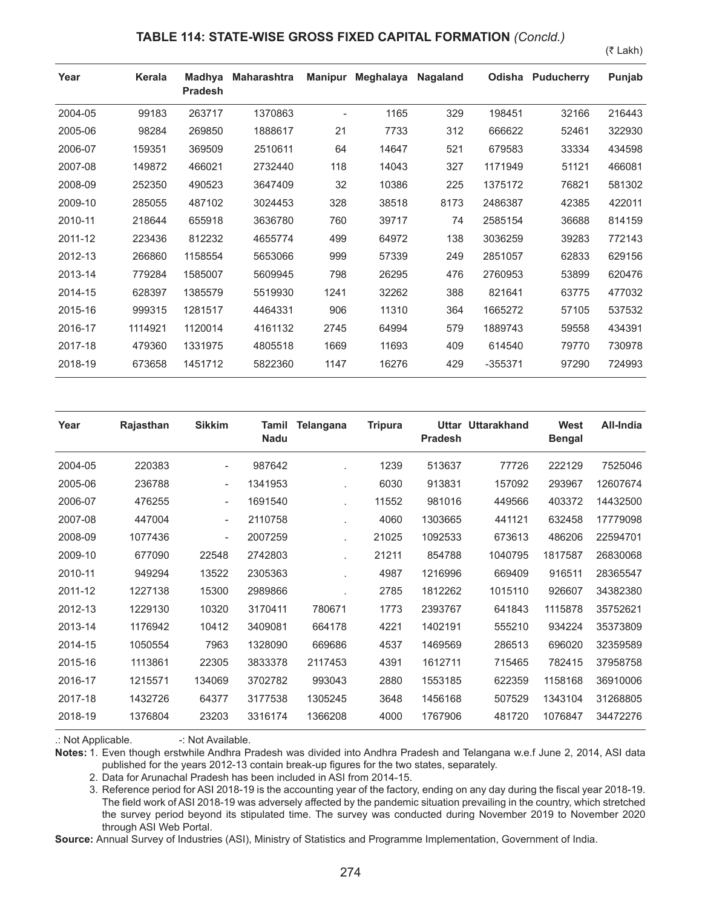## TABLE 114: STATE-WISE GROSS FIXED CAPITAL FORMATION *(Concld.)*

(₹ Lakh)

| Year | Kerala | Madhya Pradesh | Maharashtra | Manipur | Meghalaya | Nagaland | Odisha | Puducherry | Punjab |
|---|---|---|---|---|---|---|---|---|---|
| 2004-05 | 99183 | 263717 | 1370863 | - | 1165 | 329 | 198451 | 32166 | 216443 |
| 2005-06 | 98284 | 269850 | 1888617 | 21 | 7733 | 312 | 666622 | 52461 | 322930 |
| 2006-07 | 159351 | 369509 | 2510611 | 64 | 14647 | 521 | 679583 | 33334 | 434598 |
| 2007-08 | 149872 | 466021 | 2732440 | 118 | 14043 | 327 | 1171949 | 51121 | 466081 |
| 2008-09 | 252350 | 490523 | 3647409 | 32 | 10386 | 225 | 1375172 | 76821 | 581302 |
| 2009-10 | 285055 | 487102 | 3024453 | 328 | 38518 | 8173 | 2486387 | 42385 | 422011 |
| 2010-11 | 218644 | 655918 | 3636780 | 760 | 39717 | 74 | 2585154 | 36688 | 814159 |
| 2011-12 | 223436 | 812232 | 4655774 | 499 | 64972 | 138 | 3036259 | 39283 | 772143 |
| 2012-13 | 266860 | 1158554 | 5653066 | 999 | 57339 | 249 | 2851057 | 62833 | 629156 |
| 2013-14 | 779284 | 1585007 | 5609945 | 798 | 26295 | 476 | 2760953 | 53899 | 620476 |
| 2014-15 | 628397 | 1385579 | 5519930 | 1241 | 32262 | 388 | 821641 | 63775 | 477032 |
| 2015-16 | 999315 | 1281517 | 4464331 | 906 | 11310 | 364 | 1665272 | 57105 | 537532 |
| 2016-17 | 1114921 | 1120014 | 4161132 | 2745 | 64994 | 579 | 1889743 | 59558 | 434391 |
| 2017-18 | 479360 | 1331975 | 4805518 | 1669 | 11693 | 409 | 614540 | 79770 | 730978 |
| 2018-19 | 673658 | 1451712 | 5822360 | 1147 | 16276 | 429 | -355371 | 97290 | 724993 |

| Year | Rajasthan | Sikkim | Tamil Nadu | Telangana | Tripura | Uttar Pradesh | Uttarakhand | West Bengal | All-India |
|---|---|---|---|---|---|---|---|---|---|
| 2004-05 | 220383 | - | 987642 | . | 1239 | 513637 | 77726 | 222129 | 7525046 |
| 2005-06 | 236788 | - | 1341953 | . | 6030 | 913831 | 157092 | 293967 | 12607674 |
| 2006-07 | 476255 | - | 1691540 | . | 11552 | 981016 | 449566 | 403372 | 14432500 |
| 2007-08 | 447004 | - | 2110758 | . | 4060 | 1303665 | 441121 | 632458 | 17779098 |
| 2008-09 | 1077436 | - | 2007259 | . | 21025 | 1092533 | 673613 | 486206 | 22594701 |
| 2009-10 | 677090 | 22548 | 2742803 | . | 21211 | 854788 | 1040795 | 1817587 | 26830068 |
| 2010-11 | 949294 | 13522 | 2305363 | . | 4987 | 1216996 | 669409 | 916511 | 28365547 |
| 2011-12 | 1227138 | 15300 | 2989866 | . | 2785 | 1812262 | 1015110 | 926607 | 34382380 |
| 2012-13 | 1229130 | 10320 | 3170411 | 780671 | 1773 | 2393767 | 641843 | 1115878 | 35752621 |
| 2013-14 | 1176942 | 10412 | 3409081 | 664178 | 4221 | 1402191 | 555210 | 934224 | 35373809 |
| 2014-15 | 1050554 | 7963 | 1328090 | 669686 | 4537 | 1469569 | 286513 | 696020 | 32359589 |
| 2015-16 | 1113861 | 22305 | 3833378 | 2117453 | 4391 | 1612711 | 715465 | 782415 | 37958758 |
| 2016-17 | 1215571 | 134069 | 3702782 | 993043 | 2880 | 1553185 | 622359 | 1158168 | 36910006 |
| 2017-18 | 1432726 | 64377 | 3177538 | 1305245 | 3648 | 1456168 | 507529 | 1343104 | 31268805 |
| 2018-19 | 1376804 | 23203 | 3316174 | 1366208 | 4000 | 1767906 | 481720 | 1076847 | 34472276 |

.: Not Applicable. -: Not Available.

**Notes:** 1. Even though erstwhile Andhra Pradesh was divided into Andhra Pradesh and Telangana w.e.f June 2, 2014, ASI data published for the years 2012-13 contain break-up figures for the two states, separately.

2. Data for Arunachal Pradesh has been included in ASI from 2014-15.

3. Reference period for ASI 2018-19 is the accounting year of the factory, ending on any day during the fiscal year 2018-19. The field work of ASI 2018-19 was adversely affected by the pandemic situation prevailing in the country, which stretched the survey period beyond its stipulated time. The survey was conducted during November 2019 to November 2020 through ASI Web Portal.

**Source:** Annual Survey of Industries (ASI), Ministry of Statistics and Programme Implementation, Government of India.